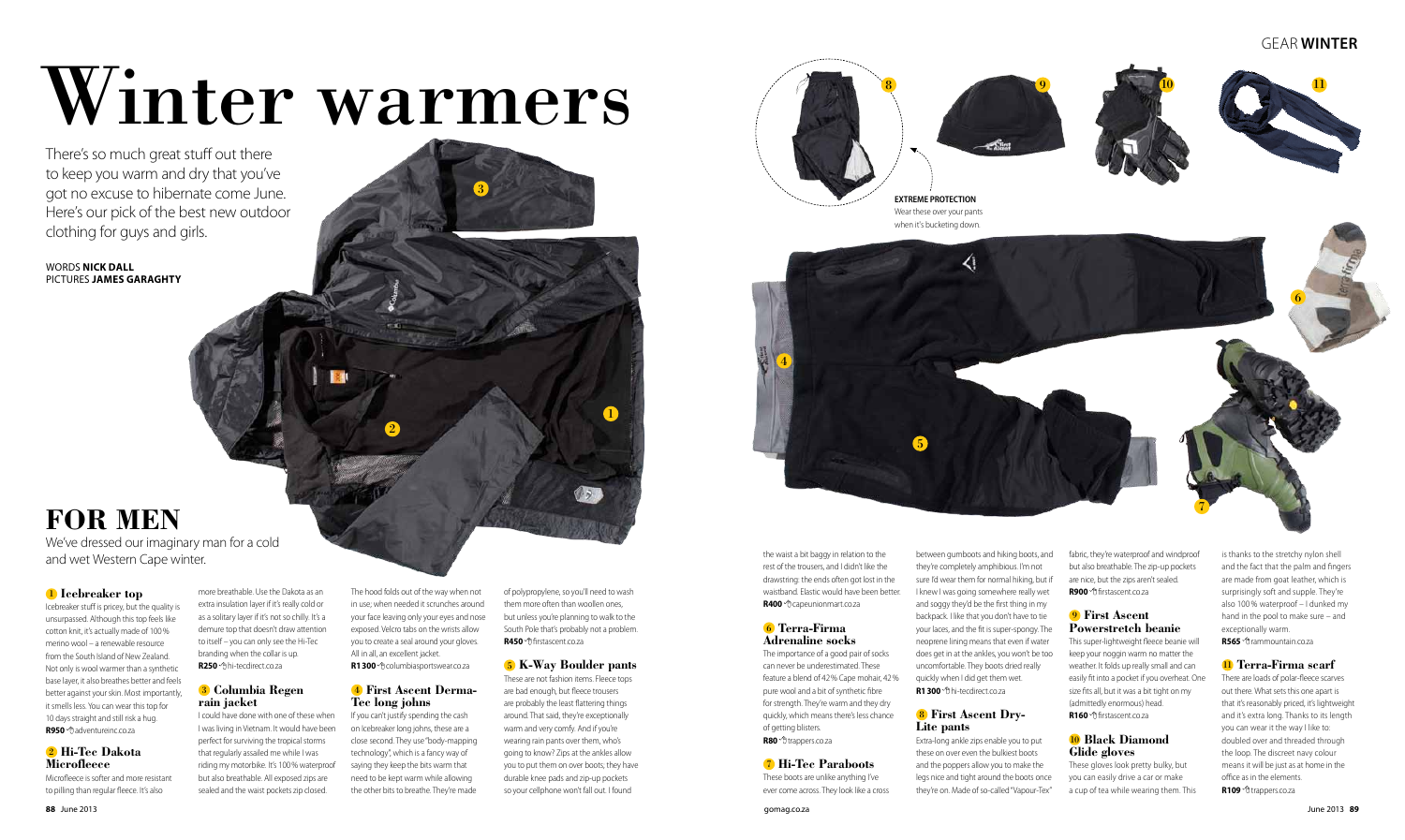# Winter warmers

There's so much great stuff out there to keep you warm and dry that you've got no excuse to hibernate come June. Here's our pick of the best new outdoor clothing for guys and girls.

WORDS **NICK DALL**
PICTURES **JAMES GARAGHTY**

**EXTREME PROTECTION**
Wear these over your pants when it's bucketing down.

## FOR MEN

We've dressed our imaginary man for a cold and wet Western Cape winter.

### 1 Icebreaker top

Icebreaker stuff is pricey, but the quality is unsurpassed. Although this top feels like cotton knit, it's actually made of 100% merino wool – a renewable resource from the South Island of New Zealand. Not only is wool warmer than a synthetic base layer, it also breathes better and feels better against your skin. Most importantly, it smells less. You can wear this top for 10 days straight and still risk a hug.
**R950** adventureinc.co.za

### 2 Hi-Tec Dakota Microfleece

Microfleece is softer and more resistant to pilling than regular fleece. It's also more breathable. Use the Dakota as an extra insulation layer if it's really cold or as a solitary layer if it's not so chilly. It's a demure top that doesn't draw attention to itself – you can only see the Hi-Tec branding when the collar is up.
**R250** hi-tecdirect.co.za

### 3 Columbia Regen rain jacket

I could have done with one of these when I was living in Vietnam. It would have been perfect for surviving the tropical storms that regularly assailed me while I was riding my motorbike. It's 100% waterproof but also breathable. All exposed zips are sealed and the waist pockets zip closed. The hood folds out of the way when not in use; when needed it scrunches around your face leaving only your eyes and nose exposed. Velcro tabs on the wrists allow you to create a seal around your gloves. All in all, an excellent jacket.
**R1 300** columbiasportswear.co.za

### 4 First Ascent Derma-Tec long johns

If you can't justify spending the cash on Icebreaker long johns, these are a close second. They use "body-mapping technology", which is a fancy way of saying they keep the bits warm that need to be kept warm while allowing the other bits to breathe. They're made of polypropylene, so you'll need to wash them more often than woollen ones, but unless you're planning to walk to the South Pole that's probably not a problem.
**R450** firstascent.co.za

### 5 K-Way Boulder pants

These are not fashion items. Fleece tops are bad enough, but fleece trousers are probably the least flattering things around. That said, they're exceptionally warm and very comfy. And if you're wearing rain pants over them, who's going to know? Zips at the ankles allow you to put them on over boots; they have durable knee pads and zip-up pockets so your cellphone won't fall out. I found the waist a bit baggy in relation to the rest of the trousers, and I didn't like the drawstring: the ends often got lost in the waistband. Elastic would have been better.
**R400** capeunionmart.co.za

### 6 Terra-Firma Adrenaline socks

The importance of a good pair of socks can never be underestimated. These feature a blend of 42% Cape mohair, 42% pure wool and a bit of synthetic fibre for strength. They're warm and they dry quickly, which means there's less chance of getting blisters.
**R80** trappers.co.za

### 7 Hi-Tec Paraboots

These boots are unlike anything I've ever come across. They look like a cross between gumboots and hiking boots, and they're completely amphibious. I'm not sure I'd wear them for normal hiking, but if I knew I was going somewhere really wet and soggy they'd be the first thing in my backpack. I like that you don't have to tie your laces, and the fit is super-spongy. The neoprene lining means that even if water does get in at the ankles, you won't be too uncomfortable. They boots dried really quickly when I did get them wet.
**R1 300** hi-tecdirect.co.za

### 8 First Ascent Dry-Lite pants

Extra-long ankle zips enable you to put these on over even the bulkiest boots and the poppers allow you to make the legs nice and tight around the boots once they're on. Made of so-called "Vapour-Tex" fabric, they're waterproof and windproof but also breathable. The zip-up pockets are nice, but the zips aren't sealed.
**R900** firstascent.co.za

### 9 First Ascent Powerstretch beanie

This super-lightweight fleece beanie will keep your noggin warm no matter the weather. It folds up really small and can easily fit into a pocket if you overheat. One size fits all, but it was a bit tight on my (admittedly enormous) head.
**R160** firstascent.co.za

### 10 Black Diamond Glide gloves

These gloves look pretty bulky, but you can easily drive a car or make a cup of tea while wearing them. This is thanks to the stretchy nylon shell and the fact that the palm and fingers are made from goat leather, which is surprisingly soft and supple. They're also 100% waterproof – I dunked my hand in the pool to make sure – and exceptionally warm.
**R565** rammountain.co.za

### 11 Terra-Firma scarf

There are loads of polar-fleece scarves out there. What sets this one apart is that it's reasonably priced, it's lightweight and it's extra long. Thanks to its length you can wear it the way I like to: doubled over and threaded through the loop. The discreet navy colour means it will be just as at home in the office as in the elements.
**R109** trappers.co.za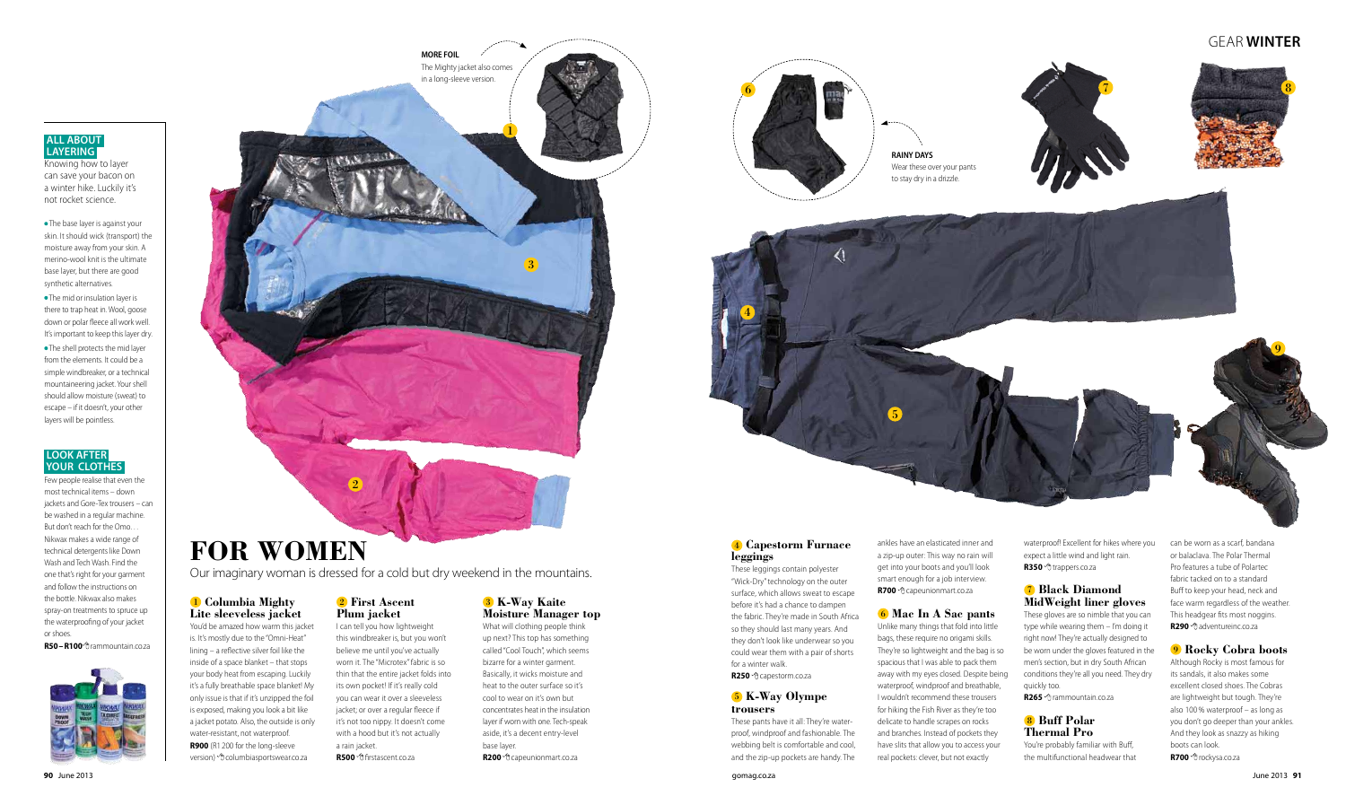# FOR WOMEN

Our imaginary woman is dressed for a cold but dry weekend in the mountains.

### ALL ABOUT LAYERING

Knowing how to layer can save your bacon on a winter hike. Luckily it's not rocket science.

- The base layer is against your skin. It should wick (transport) the moisture away from your skin. A merino-wool knit is the ultimate base layer, but there are good synthetic alternatives.
- The mid or insulation layer is there to trap heat in. Wool, goose down or polar fleece all work well. It's important to keep this layer dry.
- The shell protects the mid layer from the elements. It could be a simple windbreaker, or a technical mountaineering jacket. Your shell should allow moisture (sweat) to escape – if it doesn't, your other layers will be pointless.

### LOOK AFTER YOUR CLOTHES

Few people realise that even the most technical items – down jackets and Gore-Tex trousers – can be washed in a regular machine. But don't reach for the Omo. Nikwax makes a wide range of technical detergents like Down Wash and Tech Wash. Find the one that's right for your garment and follow the instructions on the bottle. Nikwax also makes spray-on treatments to spruce up the waterproofing of your jacket or shoes.

**R50 – R100** rammountain.co.za

**MORE FOIL**
The Mighty jacket also comes in a long-sleeve version.

**RAINY DAYS**
Wear these over your pants to stay dry in a drizzle.

### 1 Columbia Mighty Lite sleeveless jacket

You'd be amazed how warm this jacket is. It's mostly due to the "Omni-Heat" lining – a reflective silver foil like the inside of a space blanket – that stops your body heat from escaping. Luckily it's a fully breathable space blanket! My only issue is that if it's unzipped the foil is exposed, making you look a bit like a jacket potato. Also, the outside is only water-resistant, not waterproof.
**R900** (R1 200 for the long-sleeve version) columbiasportswear.co.za

### 2 First Ascent Plum jacket

I can tell you how lightweight this windbreaker is, but you won't believe me until you've actually worn it. The "Microtex" fabric is so thin that the entire jacket folds into its own pocket! If it's really cold you can wear it over a sleeveless jacket; or over a regular fleece if it's not too nippy. It doesn't come with a hood but it's not actually a rain jacket.
**R500** firstascent.co.za

### 3 K-Way Kaite Moisture Manager top

What will clothing people think up next? This top has something called "Cool Touch", which seems bizarre for a winter garment. Basically, it wicks moisture and heat to the outer surface so it's cool to wear on it's own but concentrates heat in the insulation layer if worn with one. Tech-speak aside, it's a decent entry-level base layer.
**R200** capeunionmart.co.za

### 4 Capestorm Furnace leggings

These leggings contain polyester "Wick-Dry" technology on the outer surface, which allows sweat to escape before it's had a chance to dampen the fabric. They're made in South Africa so they should last many years. And they don't look like underwear so you could wear them with a pair of shorts for a winter walk.
**R250** capestorm.co.za

### 5 K-Way Olympe trousers

These pants have it all: They're waterproof, windproof and fashionable. The webbing belt is comfortable and cool, and the zip-up pockets are handy. The ankles have an elasticated inner and a zip-up outer: This way no rain will get into your boots and you'll look smart enough for a job interview.
**R700** capeunionmart.co.za

### 6 Mac In A Sac pants

Unlike many things that fold into little bags, these require no origami skills. They're so lightweight and the bag is so spacious that I was able to pack them away with my eyes closed. Despite being waterproof, windproof and breathable, I wouldn't recommend these trousers for hiking the Fish River as they're too delicate to handle scrapes on rocks and branches. Instead of pockets they have slits that allow you to access your real pockets: clever, but not exactly waterproof! Excellent for hikes where you expect a little wind and light rain.
**R350** trappers.co.za

### 7 Black Diamond MidWeight liner gloves

These gloves are so nimble that you can type while wearing them – I'm doing it right now! They're actually designed to be worn under the gloves featured in the men's section, but in dry South African conditions they're all you need. They dry quickly too.
**R265** rammountain.co.za

### 8 Buff Polar Thermal Pro

You're probably familiar with Buff, the multifunctional headwear that can be worn as a scarf, bandana or balaclava. The Polar Thermal Pro features a tube of Polartec fabric tacked on to a standard Buff to keep your head, neck and face warm regardless of the weather. This headgear fits most noggins.
**R290** adventureinc.co.za

### 9 Rocky Cobra boots

Although Rocky is most famous for its sandals, it also makes some excellent closed shoes. The Cobras are lightweight but tough. They're also 100% waterproof – as long as you don't go deeper than your ankles. And they look as snazzy as hiking boots can look.
**R700** rockysa.co.za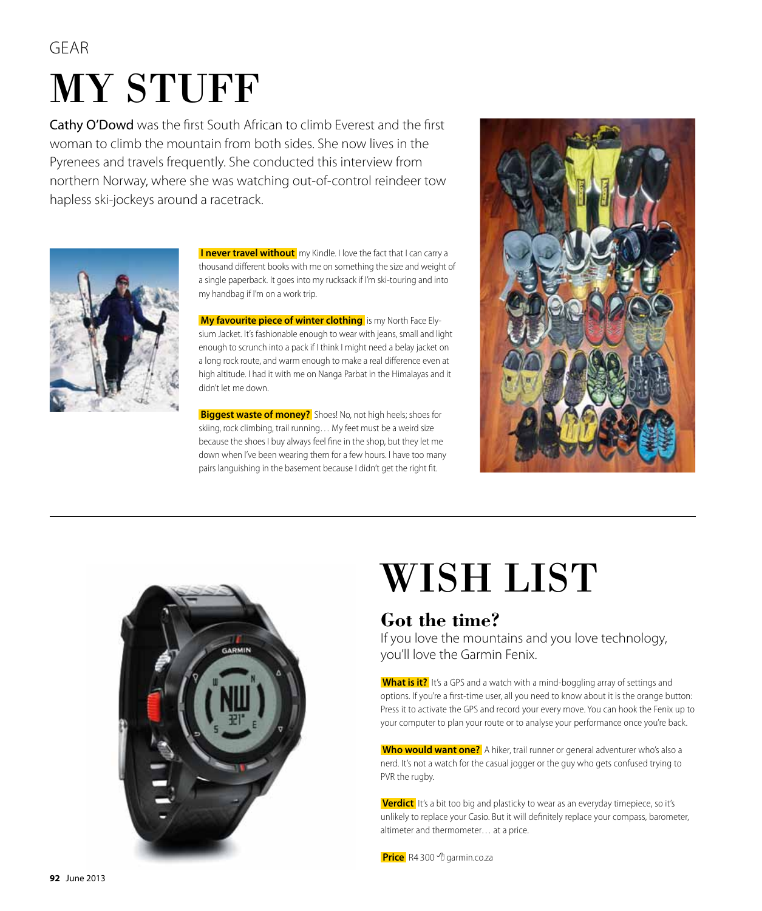GEAR

# MY STUFF

Cathy O'Dowd was the first South African to climb Everest and the first woman to climb the mountain from both sides. She now lives in the Pyrenees and travels frequently. She conducted this interview from northern Norway, where she was watching out-of-control reindeer tow hapless ski-jockeys around a racetrack.

**I never travel without** my Kindle. I love the fact that I can carry a thousand different books with me on something the size and weight of a single paperback. It goes into my rucksack if I'm ski-touring and into my handbag if I'm on a work trip.

**My favourite piece of winter clothing** is my North Face Elysium Jacket. It's fashionable enough to wear with jeans, small and light enough to scrunch into a pack if I think I might need a belay jacket on a long rock route, and warm enough to make a real difference even at high altitude. I had it with me on Nanga Parbat in the Himalayas and it didn't let me down.

**Biggest waste of money?** Shoes! No, not high heels; shoes for skiing, rock climbing, trail running… My feet must be a weird size because the shoes I buy always feel fine in the shop, but they let me down when I've been wearing them for a few hours. I have too many pairs languishing in the basement because I didn't get the right fit.

# WISH LIST

## Got the time?

If you love the mountains and you love technology, you'll love the Garmin Fenix.

**What is it?** It's a GPS and a watch with a mind-boggling array of settings and options. If you're a first-time user, all you need to know about it is the orange button: Press it to activate the GPS and record your every move. You can hook the Fenix up to your computer to plan your route or to analyse your performance once you're back.

**Who would want one?** A hiker, trail runner or general adventurer who's also a nerd. It's not a watch for the casual jogger or the guy who gets confused trying to PVR the rugby.

**Verdict** It's a bit too big and plasticky to wear as an everyday timepiece, so it's unlikely to replace your Casio. But it will definitely replace your compass, barometer, altimeter and thermometer… at a price.

**Price** R4 300 garmin.co.za